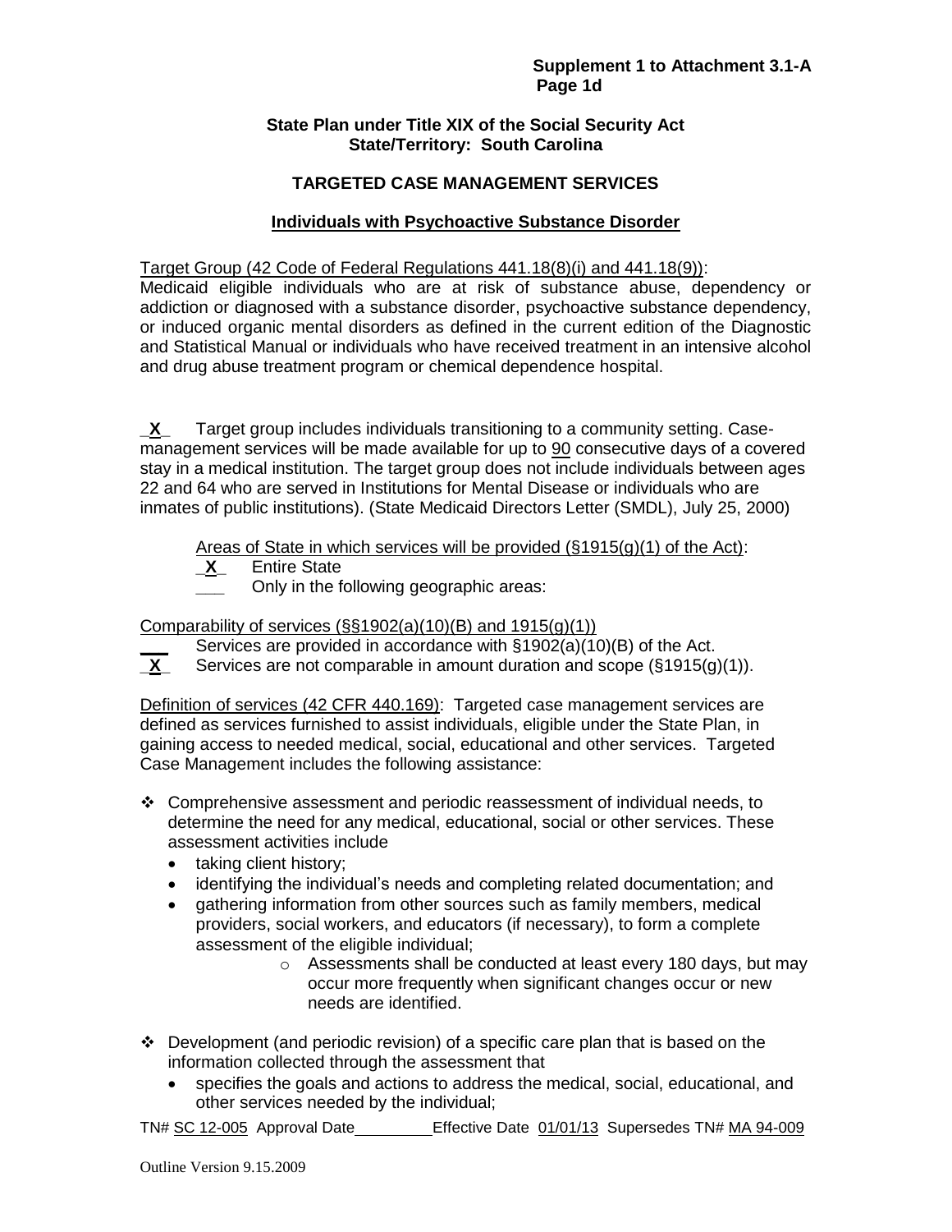**Supplement 1 to Attachment 3.1-A**
**Page 1d**

**State Plan under Title XIX of the Social Security Act**
**State/Territory: South Carolina**

## TARGETED CASE MANAGEMENT SERVICES

### Individuals with Psychoactive Substance Disorder

Target Group (42 Code of Federal Regulations 441.18(8)(i) and 441.18(9)):
Medicaid eligible individuals who are at risk of substance abuse, dependency or addiction or diagnosed with a substance disorder, psychoactive substance dependency, or induced organic mental disorders as defined in the current edition of the Diagnostic and Statistical Manual or individuals who have received treatment in an intensive alcohol and drug abuse treatment program or chemical dependence hospital.

_X_ Target group includes individuals transitioning to a community setting. Case-management services will be made available for up to 90 consecutive days of a covered stay in a medical institution. The target group does not include individuals between ages 22 and 64 who are served in Institutions for Mental Disease or individuals who are inmates of public institutions). (State Medicaid Directors Letter (SMDL), July 25, 2000)

Areas of State in which services will be provided (§1915(g)(1) of the Act):
_X_ Entire State
___ Only in the following geographic areas:

Comparability of services (§§1902(a)(10)(B) and 1915(g)(1))
___ Services are provided in accordance with §1902(a)(10)(B) of the Act.
_X_ Services are not comparable in amount duration and scope (§1915(g)(1)).

Definition of services (42 CFR 440.169): Targeted case management services are defined as services furnished to assist individuals, eligible under the State Plan, in gaining access to needed medical, social, educational and other services. Targeted Case Management includes the following assistance:

- Comprehensive assessment and periodic reassessment of individual needs, to determine the need for any medical, educational, social or other services. These assessment activities include
  - taking client history;
  - identifying the individual's needs and completing related documentation; and
  - gathering information from other sources such as family members, medical providers, social workers, and educators (if necessary), to form a complete assessment of the eligible individual;
    - Assessments shall be conducted at least every 180 days, but may occur more frequently when significant changes occur or new needs are identified.
- Development (and periodic revision) of a specific care plan that is based on the information collected through the assessment that
  - specifies the goals and actions to address the medical, social, educational, and other services needed by the individual;

TN# SC 12-005 Approval Date_________ Effective Date 01/01/13 Supersedes TN# MA 94-009

Outline Version 9.15.2009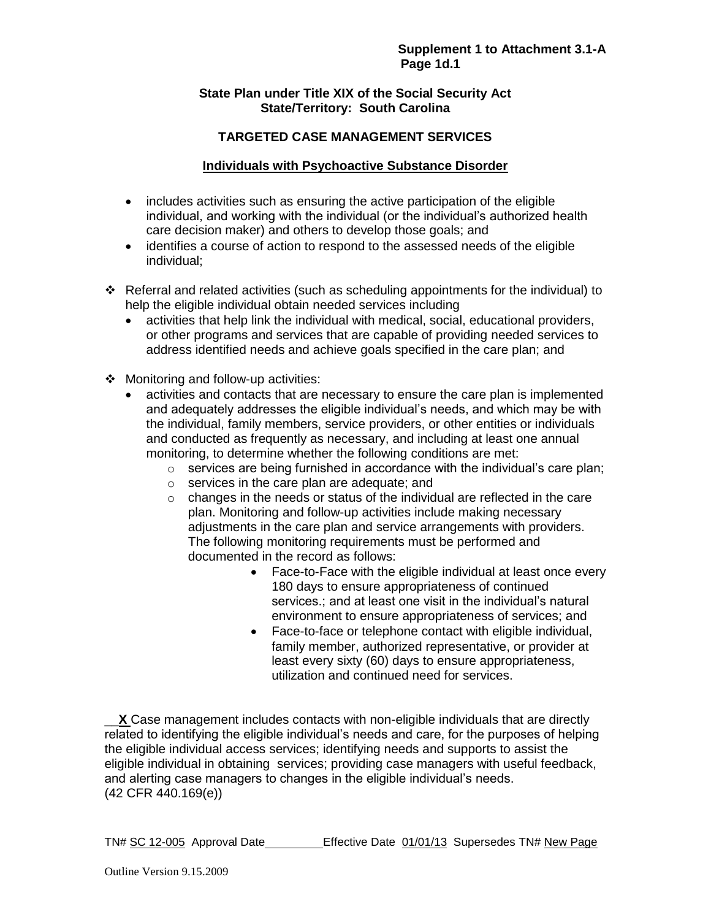**State Plan under Title XIX of the Social Security Act**
**State/Territory: South Carolina**

**TARGETED CASE MANAGEMENT SERVICES**

**Individuals with Psychoactive Substance Disorder**

- includes activities such as ensuring the active participation of the eligible individual, and working with the individual (or the individual's authorized health care decision maker) and others to develop those goals; and
- identifies a course of action to respond to the assessed needs of the eligible individual;

- Referral and related activities (such as scheduling appointments for the individual) to help the eligible individual obtain needed services including
  - activities that help link the individual with medical, social, educational providers, or other programs and services that are capable of providing needed services to address identified needs and achieve goals specified in the care plan; and

- Monitoring and follow-up activities:
  - activities and contacts that are necessary to ensure the care plan is implemented and adequately addresses the eligible individual's needs, and which may be with the individual, family members, service providers, or other entities or individuals and conducted as frequently as necessary, and including at least one annual monitoring, to determine whether the following conditions are met:
    - services are being furnished in accordance with the individual's care plan;
    - services in the care plan are adequate; and
    - changes in the needs or status of the individual are reflected in the care plan. Monitoring and follow-up activities include making necessary adjustments in the care plan and service arrangements with providers. The following monitoring requirements must be performed and documented in the record as follows:
      - Face-to-Face with the eligible individual at least once every 180 days to ensure appropriateness of continued services.; and at least one visit in the individual's natural environment to ensure appropriateness of services; and
      - Face-to-face or telephone contact with eligible individual, family member, authorized representative, or provider at least every sixty (60) days to ensure appropriateness, utilization and continued need for services.

__**X**_ Case management includes contacts with non-eligible individuals that are directly related to identifying the eligible individual's needs and care, for the purposes of helping the eligible individual access services; identifying needs and supports to assist the eligible individual in obtaining services; providing case managers with useful feedback, and alerting case managers to changes in the eligible individual's needs.
(42 CFR 440.169(e))

TN# SC 12-005 Approval Date_________ Effective Date 01/01/13 Supersedes TN# New Page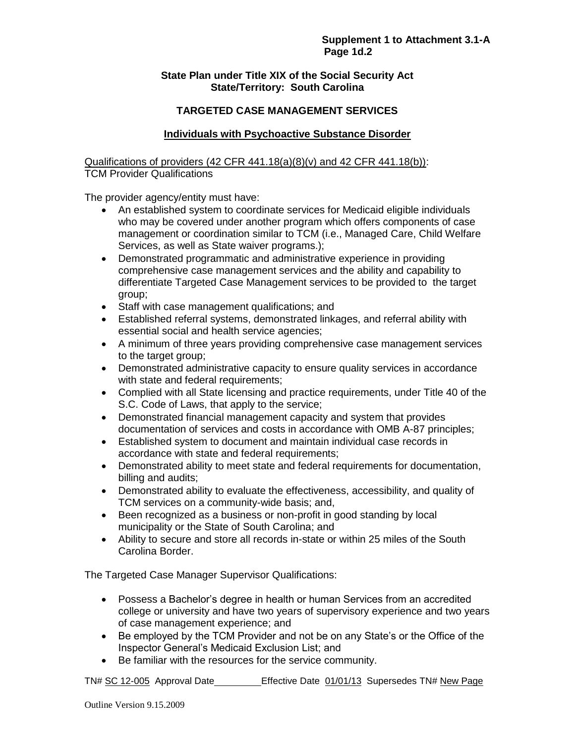**Supplement 1 to Attachment 3.1-A**
**Page 1d.2**

**State Plan under Title XIX of the Social Security Act**
**State/Territory: South Carolina**

**TARGETED CASE MANAGEMENT SERVICES**

**Individuals with Psychoactive Substance Disorder**

Qualifications of providers (42 CFR 441.18(a)(8)(v) and 42 CFR 441.18(b)):
TCM Provider Qualifications

The provider agency/entity must have:

- An established system to coordinate services for Medicaid eligible individuals who may be covered under another program which offers components of case management or coordination similar to TCM (i.e., Managed Care, Child Welfare Services, as well as State waiver programs.);
- Demonstrated programmatic and administrative experience in providing comprehensive case management services and the ability and capability to differentiate Targeted Case Management services to be provided to the target group;
- Staff with case management qualifications; and
- Established referral systems, demonstrated linkages, and referral ability with essential social and health service agencies;
- A minimum of three years providing comprehensive case management services to the target group;
- Demonstrated administrative capacity to ensure quality services in accordance with state and federal requirements;
- Complied with all State licensing and practice requirements, under Title 40 of the S.C. Code of Laws, that apply to the service;
- Demonstrated financial management capacity and system that provides documentation of services and costs in accordance with OMB A-87 principles;
- Established system to document and maintain individual case records in accordance with state and federal requirements;
- Demonstrated ability to meet state and federal requirements for documentation, billing and audits;
- Demonstrated ability to evaluate the effectiveness, accessibility, and quality of TCM services on a community-wide basis; and,
- Been recognized as a business or non-profit in good standing by local municipality or the State of South Carolina; and
- Ability to secure and store all records in-state or within 25 miles of the South Carolina Border.

The Targeted Case Manager Supervisor Qualifications:

- Possess a Bachelor's degree in health or human Services from an accredited college or university and have two years of supervisory experience and two years of case management experience; and
- Be employed by the TCM Provider and not be on any State's or the Office of the Inspector General's Medicaid Exclusion List; and
- Be familiar with the resources for the service community.

TN# SC 12-005 Approval Date\_\_\_\_\_\_\_\_\_ Effective Date 01/01/13 Supersedes TN# New Page

Outline Version 9.15.2009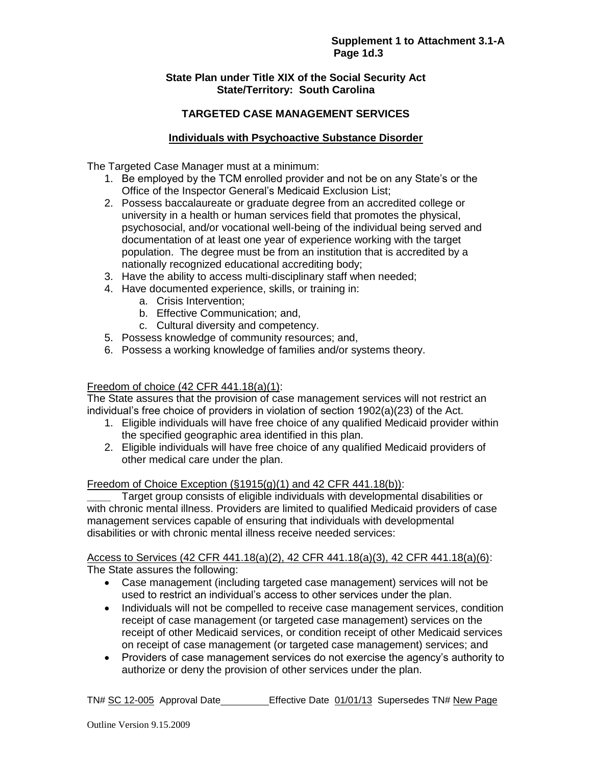**State Plan under Title XIX of the Social Security Act**
**State/Territory: South Carolina**

## TARGETED CASE MANAGEMENT SERVICES

### Individuals with Psychoactive Substance Disorder

The Targeted Case Manager must at a minimum:

1. Be employed by the TCM enrolled provider and not be on any State's or the Office of the Inspector General's Medicaid Exclusion List;
2. Possess baccalaureate or graduate degree from an accredited college or university in a health or human services field that promotes the physical, psychosocial, and/or vocational well-being of the individual being served and documentation of at least one year of experience working with the target population. The degree must be from an institution that is accredited by a nationally recognized educational accrediting body;
3. Have the ability to access multi-disciplinary staff when needed;
4. Have documented experience, skills, or training in:
   a. Crisis Intervention;
   b. Effective Communication; and,
   c. Cultural diversity and competency.
5. Possess knowledge of community resources; and,
6. Possess a working knowledge of families and/or systems theory.

Freedom of choice (42 CFR 441.18(a)(1):
The State assures that the provision of case management services will not restrict an individual's free choice of providers in violation of section 1902(a)(23) of the Act.

1. Eligible individuals will have free choice of any qualified Medicaid provider within the specified geographic area identified in this plan.
2. Eligible individuals will have free choice of any qualified Medicaid providers of other medical care under the plan.

Freedom of Choice Exception (§1915(g)(1) and 42 CFR 441.18(b)):
____ Target group consists of eligible individuals with developmental disabilities or with chronic mental illness. Providers are limited to qualified Medicaid providers of case management services capable of ensuring that individuals with developmental disabilities or with chronic mental illness receive needed services:

Access to Services (42 CFR 441.18(a)(2), 42 CFR 441.18(a)(3), 42 CFR 441.18(a)(6):
The State assures the following:

- Case management (including targeted case management) services will not be used to restrict an individual's access to other services under the plan.
- Individuals will not be compelled to receive case management services, condition receipt of case management (or targeted case management) services on the receipt of other Medicaid services, or condition receipt of other Medicaid services on receipt of case management (or targeted case management) services; and
- Providers of case management services do not exercise the agency's authority to authorize or deny the provision of other services under the plan.

TN# SC 12-005 Approval Date __________ Effective Date 01/01/13 Supersedes TN# New Page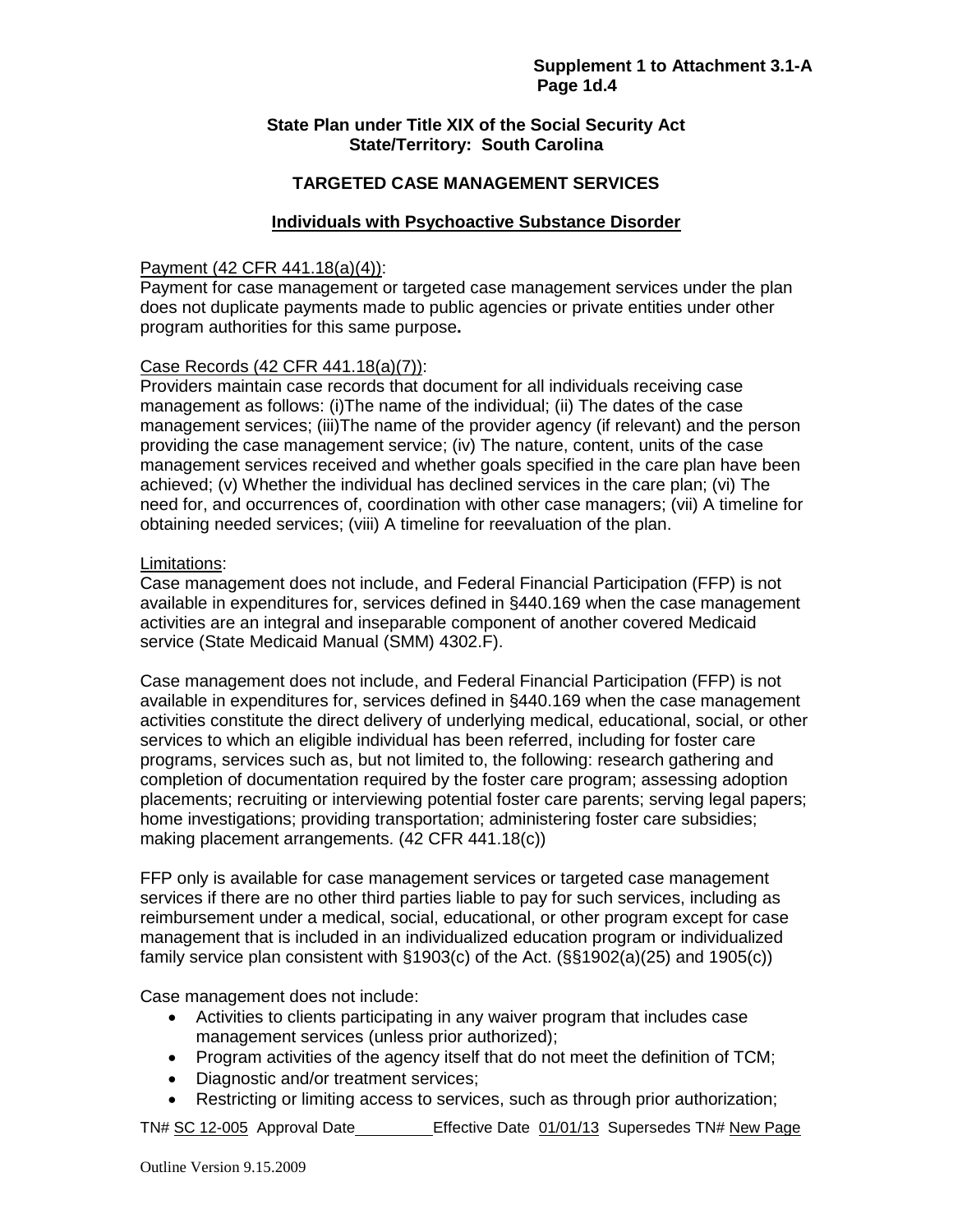**State Plan under Title XIX of the Social Security Act**
**State/Territory: South Carolina**

## TARGETED CASE MANAGEMENT SERVICES

### Individuals with Psychoactive Substance Disorder

Payment (42 CFR 441.18(a)(4)):
Payment for case management or targeted case management services under the plan does not duplicate payments made to public agencies or private entities under other program authorities for this same purpose**.**

Case Records (42 CFR 441.18(a)(7)):
Providers maintain case records that document for all individuals receiving case management as follows: (i)The name of the individual; (ii) The dates of the case management services; (iii)The name of the provider agency (if relevant) and the person providing the case management service; (iv) The nature, content, units of the case management services received and whether goals specified in the care plan have been achieved; (v) Whether the individual has declined services in the care plan; (vi) The need for, and occurrences of, coordination with other case managers; (vii) A timeline for obtaining needed services; (viii) A timeline for reevaluation of the plan.

Limitations:
Case management does not include, and Federal Financial Participation (FFP) is not available in expenditures for, services defined in §440.169 when the case management activities are an integral and inseparable component of another covered Medicaid service (State Medicaid Manual (SMM) 4302.F).

Case management does not include, and Federal Financial Participation (FFP) is not available in expenditures for, services defined in §440.169 when the case management activities constitute the direct delivery of underlying medical, educational, social, or other services to which an eligible individual has been referred, including for foster care programs, services such as, but not limited to, the following: research gathering and completion of documentation required by the foster care program; assessing adoption placements; recruiting or interviewing potential foster care parents; serving legal papers; home investigations; providing transportation; administering foster care subsidies; making placement arrangements. (42 CFR 441.18(c))

FFP only is available for case management services or targeted case management services if there are no other third parties liable to pay for such services, including as reimbursement under a medical, social, educational, or other program except for case management that is included in an individualized education program or individualized family service plan consistent with §1903(c) of the Act. (§§1902(a)(25) and 1905(c))

Case management does not include:

- Activities to clients participating in any waiver program that includes case management services (unless prior authorized);
- Program activities of the agency itself that do not meet the definition of TCM;
- Diagnostic and/or treatment services;
- Restricting or limiting access to services, such as through prior authorization;

TN# SC 12-005 Approval Date\_\_\_\_\_\_\_\_\_ Effective Date 01/01/13 Supersedes TN# New Page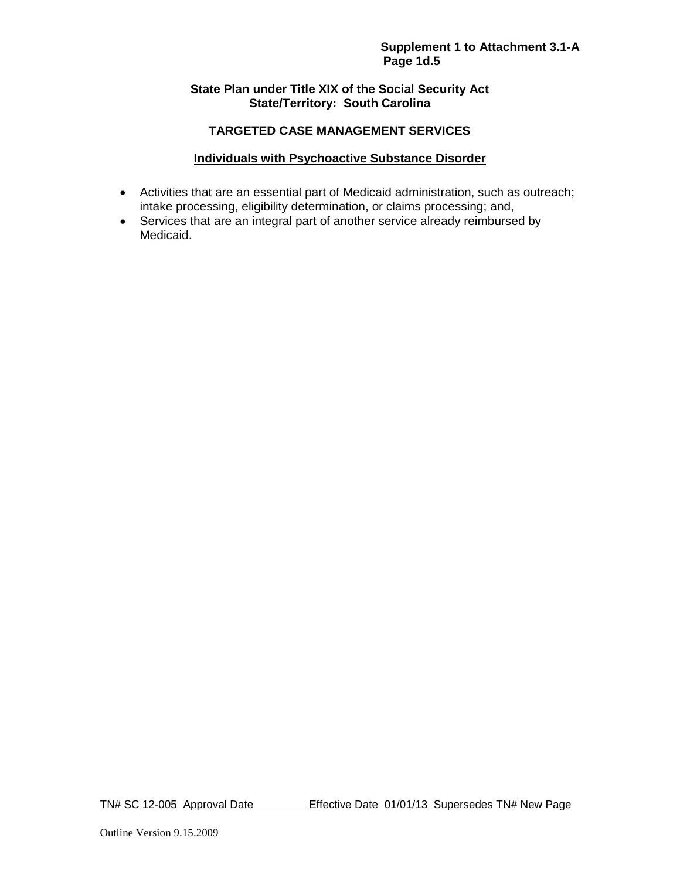Supplement 1 to Attachment 3.1-A
Page 1d.5

**State Plan under Title XIX of the Social Security Act**
**State/Territory: South Carolina**

**TARGETED CASE MANAGEMENT SERVICES**

**Individuals with Psychoactive Substance Disorder**

- Activities that are an essential part of Medicaid administration, such as outreach; intake processing, eligibility determination, or claims processing; and,
- Services that are an integral part of another service already reimbursed by Medicaid.

TN# SC 12-005 Approval Date\_\_\_\_\_\_\_\_\_ Effective Date 01/01/13 Supersedes TN# New Page

Outline Version 9.15.2009